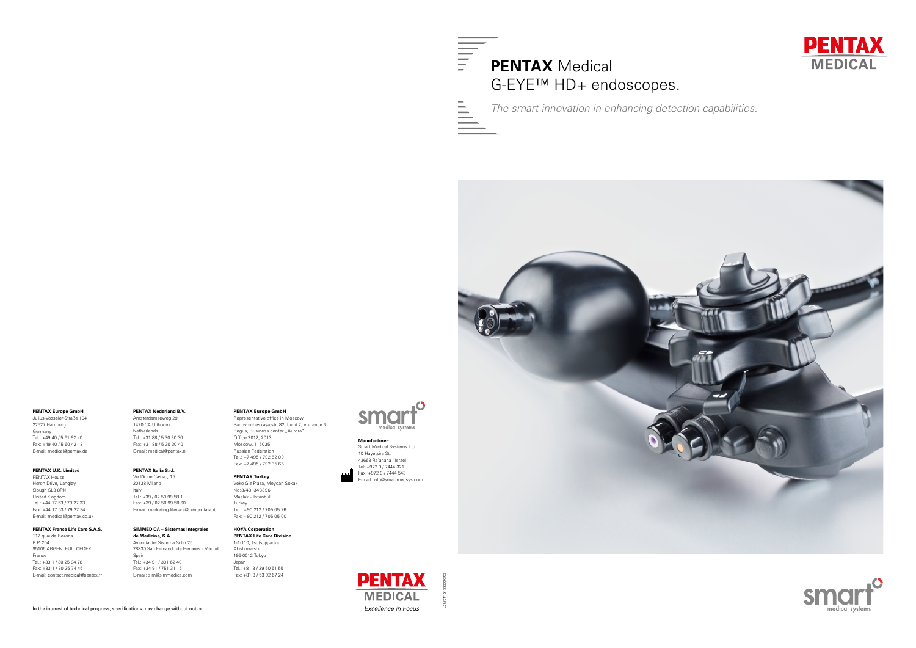# **PENTAX** Medical G-EYE™ HD+ endoscopes.

*The smart innovation in enhancing detection capabilities.*

PENTAX MEDICAL

**PENTAX Europe GmbH**
Julius-Vosseler-Straße 104
22527 Hamburg
Germany
Tel.: +49 40 / 5 61 92 - 0
Fax: +49 40 / 5 60 42 13
E-mail: medical@pentax.de

**PENTAX U.K. Limited**
PENTAX House
Heron Drive, Langley
Slough SL3 8PN
United Kingdom
Tel.: +44 17 53 / 79 27 33
Fax: +44 17 53 / 79 27 94
E-mail: medical@pentax.co.uk

**PENTAX France Life Care S.A.S.**
112 quai de Bezons
B.P. 204
95106 ARGENTEUIL CEDEX
France
Tel.: +33 1 / 30 25 94 78
Fax: +33 1 / 30 25 74 45
E-mail: contact.medical@pentax.fr

**PENTAX Nederland B.V.**
Amsterdamseweg 29
1420 CA Uithoorn
Netherlands
Tel.: +31 88 / 5 30 30 30
Fax: +31 88 / 5 30 30 40
E-mail: medical@pentax.nl

**PENTAX Italia S.r.l.**
Via Dione Cassio, 15
20138 Milano
Italy
Tel.: +39 / 02 50 99 58 1
Fax: +39 / 02 50 99 58 60
E-mail: marketing.lifecare@pentaxitalia.it

**SIMMEDICA – Sistemas Integrales de Medicina, S.A.**
Avenida del Sistema Solar 25
28830 San Fernando de Henares · Madrid
Spain
Tel.: +34 91 / 301 62 40
Fax: +34 91 / 751 31 15
E-mail: sim@simmedica.com

**PENTAX Europe GmbH**
Representative office in Moscow
Sadovnicheskaya str, 82, build 2, entrance 6
Regus, Business center „Aurora"
Office 2012, 2013
Moscow, 115035
Russian Federation
Tel.: +7 495 / 792 52 00
Fax: +7 495 / 792 35 66

**PENTAX Turkey**
Veko Giz Plaza, Meydan Sokak
No:3/43 343396
Maslak – Istanbul
Turkey
Tel.: +90 212 / 705 05 26
Fax: +90 212 / 705 05 00

**HOYA Corporation**
**PENTAX Life Care Division**
1-1-110, Tsutsujigaoka
Akishima-shi
196-0012 Tokyo
Japan
Tel.: +81 3 / 39 60 51 55
Fax: +81 3 / 53 92 67 24

smart medical systems

**Manufacturer:**
Smart Medical Systems Ltd.
10 Hayetsira St.
43663 Ra'anana · Israel
Tel: +972 9 / 7444 321
Fax: +972 9 / 7444 543
E-mail: info@smartmedsys.com

PENTAX MEDICAL
*Excellence in Focus*

LCM01101133095002

smart medical systems

In the interest of technical progress, specifications may change without notice.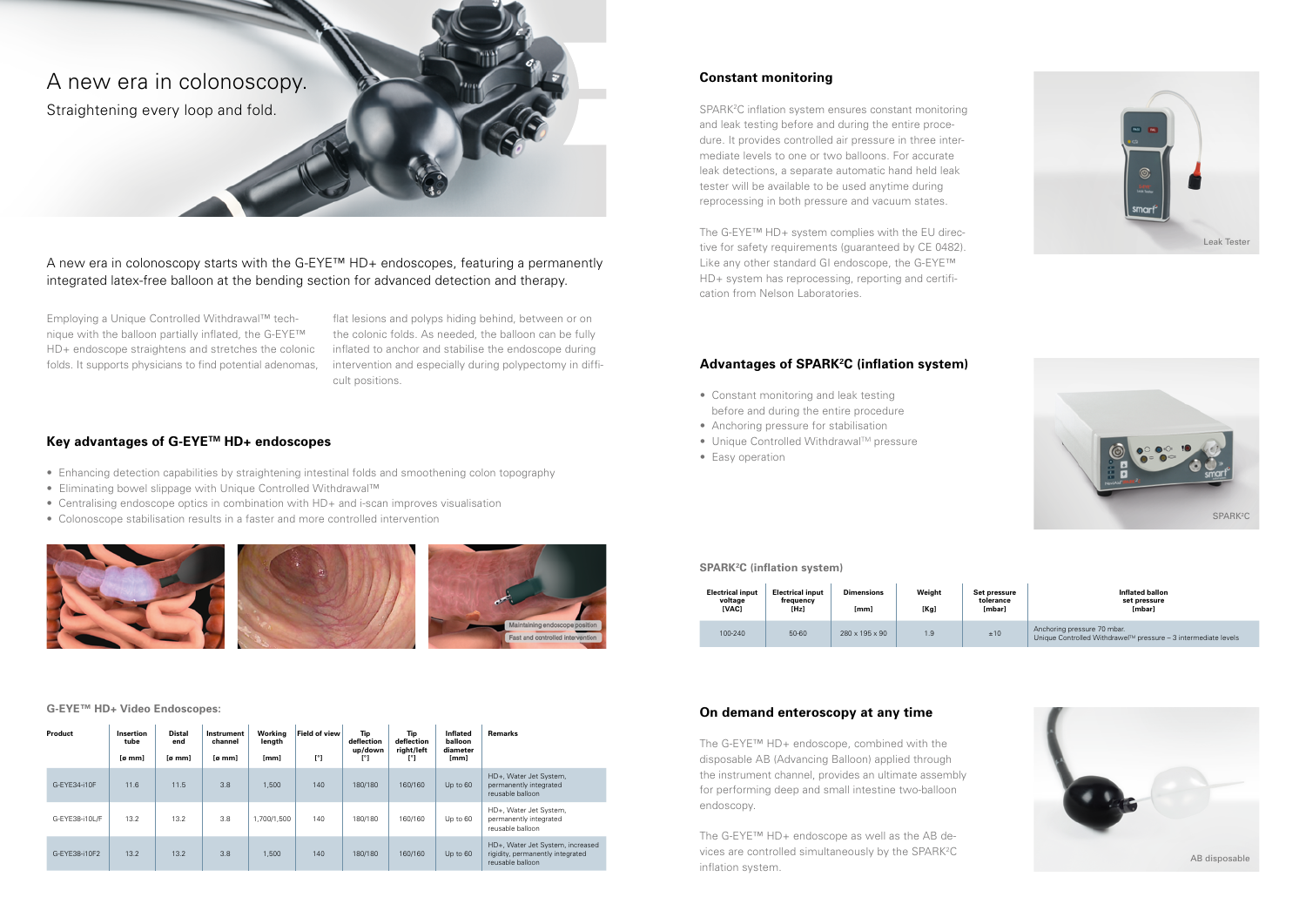# A new era in colonoscopy.

Straightening every loop and fold.

A new era in colonoscopy starts with the G-EYE™ HD+ endoscopes, featuring a permanently integrated latex-free balloon at the bending section for advanced detection and therapy.

Employing a Unique Controlled Withdrawal™ technique with the balloon partially inflated, the G-EYE™ HD+ endoscope straightens and stretches the colonic folds. It supports physicians to find potential adenomas, flat lesions and polyps hiding behind, between or on the colonic folds. As needed, the balloon can be fully inflated to anchor and stabilise the endoscope during intervention and especially during polypectomy in difficult positions.

## Key advantages of G-EYE™ HD+ endoscopes

- Enhancing detection capabilities by straightening intestinal folds and smoothening colon topography
- Eliminating bowel slippage with Unique Controlled Withdrawal™
- Centralising endoscope optics in combination with HD+ and i-scan improves visualisation
- Colonoscope stabilisation results in a faster and more controlled intervention

Maintaining endoscope position

Fast and controlled intervention

### G-EYE™ HD+ Video Endoscopes:

| Product | Insertion tube [ø mm] | Distal end [ø mm] | Instrument channel [ø mm] | Working length [mm] | Field of view [°] | Tip deflection up/down [°] | Tip deflection right/left [°] | Inflated balloon diameter [mm] | Remarks |
|---|---|---|---|---|---|---|---|---|---|
| G-EYE34-i10F | 11.6 | 11.5 | 3.8 | 1,500 | 140 | 180/180 | 160/160 | Up to 60 | HD+, Water Jet System, permanently integrated reusable balloon |
| G-EYE38-i10L/F | 13.2 | 13.2 | 3.8 | 1,700/1,500 | 140 | 180/180 | 160/160 | Up to 60 | HD+, Water Jet System, permanently integrated reusable balloon |
| G-EYE38-i10F2 | 13.2 | 13.2 | 3.8 | 1,500 | 140 | 180/180 | 160/160 | Up to 60 | HD+, Water Jet System, increased rigidity, permanently integrated reusable balloon |

## Constant monitoring

SPARK²C inflation system ensures constant monitoring and leak testing before and during the entire procedure. It provides controlled air pressure in three intermediate levels to one or two balloons. For accurate leak detections, a separate automatic hand held leak tester will be available to be used anytime during reprocessing in both pressure and vacuum states.

The G-EYE™ HD+ system complies with the EU directive for safety requirements (guaranteed by CE 0482). Like any other standard GI endoscope, the G-EYE™ HD+ system has reprocessing, reporting and certification from Nelson Laboratories.

Leak Tester

## Advantages of SPARK²C (inflation system)

- Constant monitoring and leak testing before and during the entire procedure
- Anchoring pressure for stabilisation
- Unique Controlled Withdrawal™ pressure
- Easy operation

SPARK²C

### SPARK²C (inflation system)

| Electrical input voltage [VAC] | Electrical input frequency [Hz] | Dimensions [mm] | Weight [Kg] | Set pressure tolerance [mbar] | Inflated ballon set pressure [mbar] |
|---|---|---|---|---|---|
| 100-240 | 50-60 | 280 x 195 x 90 | 1.9 | ±10 | Anchoring pressure 70 mbar. Unique Controlled Withdrawel™ pressure – 3 intermediate levels |

## On demand enteroscopy at any time

The G-EYE™ HD+ endoscope, combined with the disposable AB (Advancing Balloon) applied through the instrument channel, provides an ultimate assembly for performing deep and small intestine two-balloon endoscopy.

The G-EYE™ HD+ endoscope as well as the AB devices are controlled simultaneously by the SPARK²C inflation system.

AB disposable